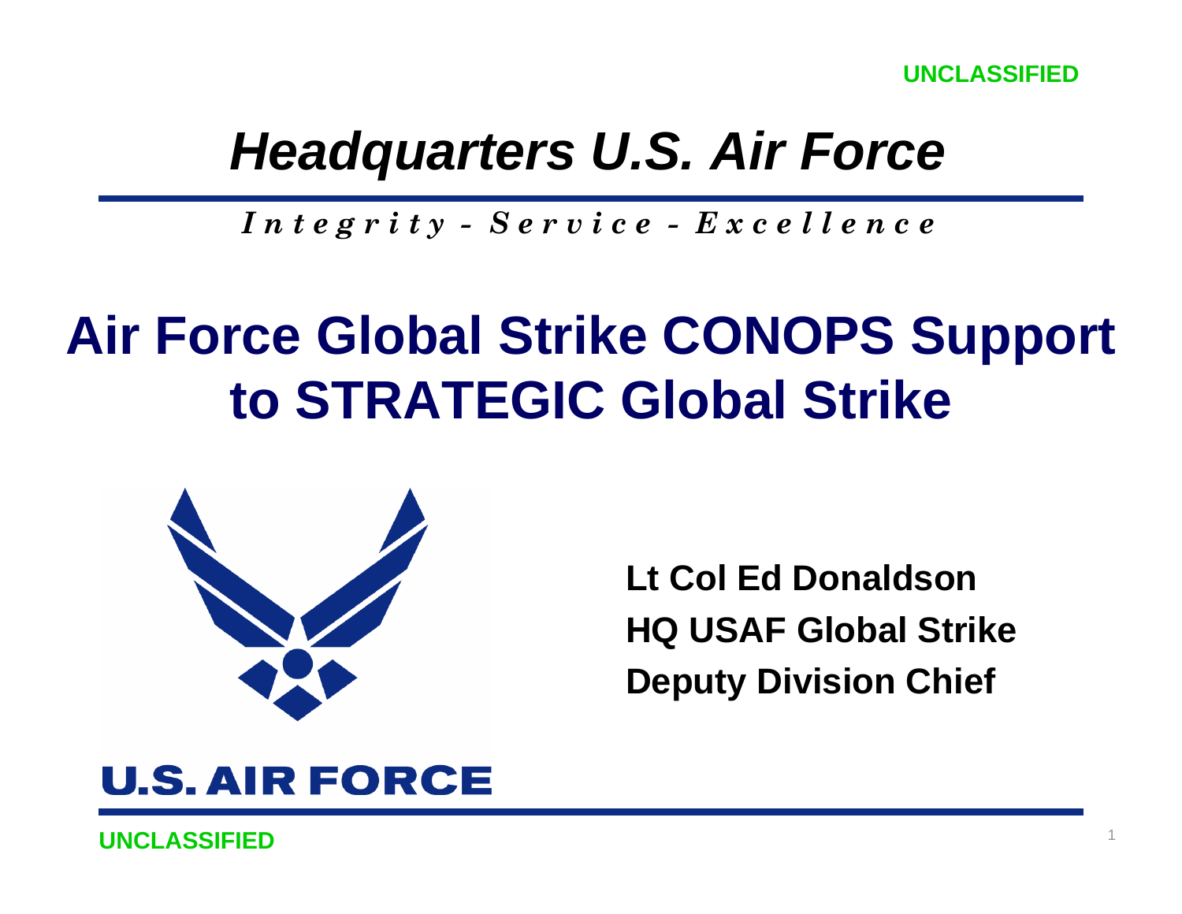UNCLASSIFIED

# *Headquarters U.S. Air Force*

*Integrity - Service - Excellence*

# Air Force Global Strike CONOPS Support to STRATEGIC Global Strike

**Lt Col Ed Donaldson**
**HQ USAF Global Strike**
**Deputy Division Chief**

U.S. AIR FORCE

UNCLASSIFIED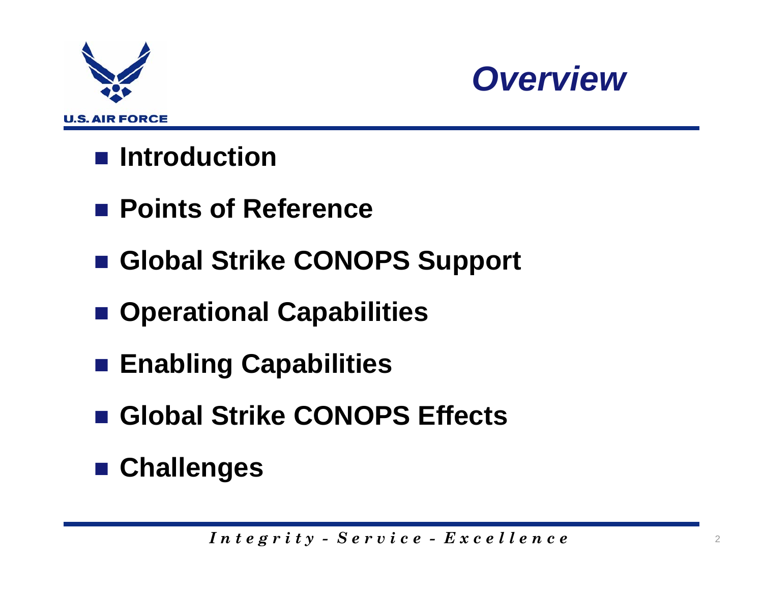# Overview

- **Introduction**
- **Points of Reference**
- **Global Strike CONOPS Support**
- **Operational Capabilities**
- **Enabling Capabilities**
- **Global Strike CONOPS Effects**
- **Challenges**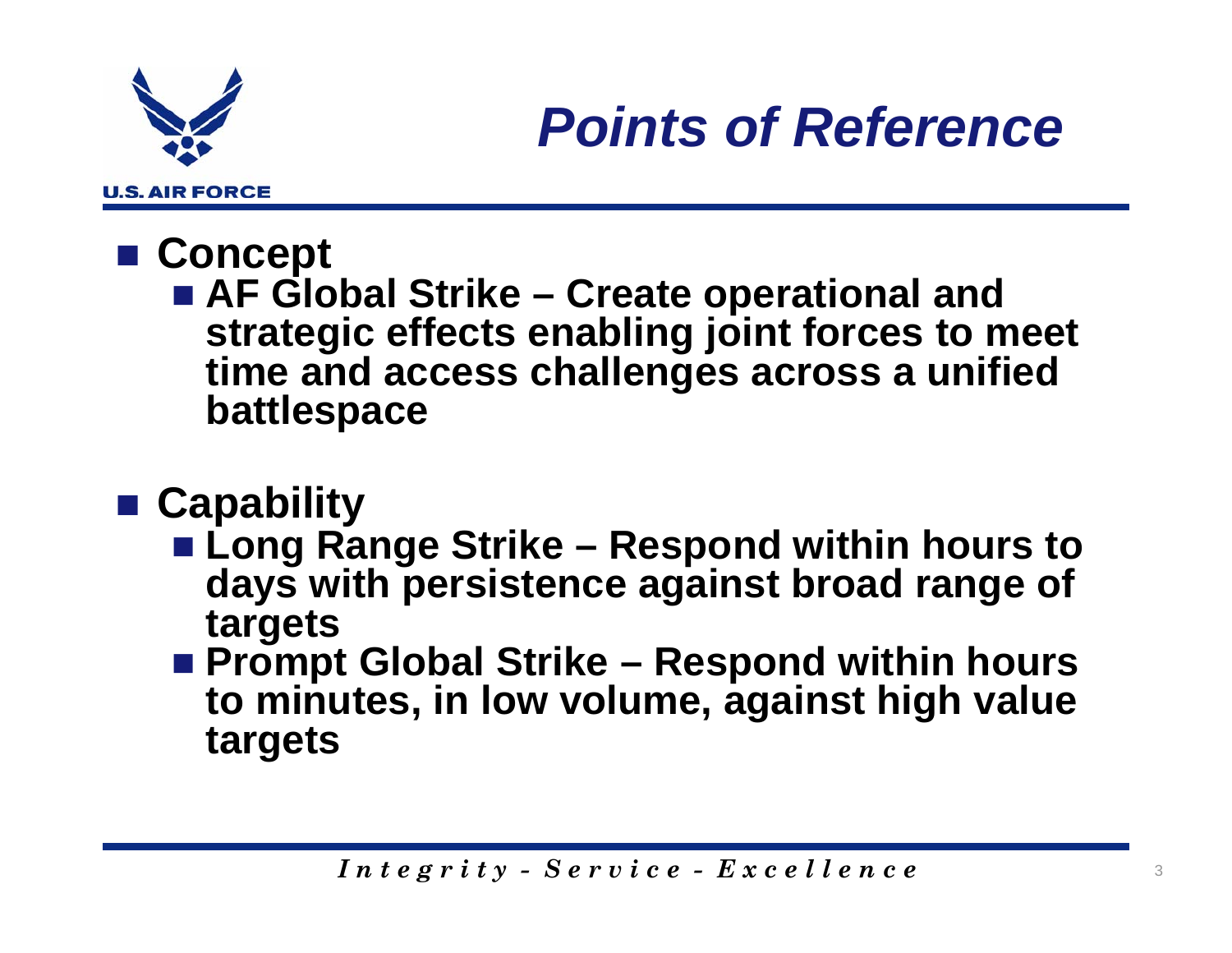# Points of Reference

- **Concept**
  - **AF Global Strike – Create operational and strategic effects enabling joint forces to meet time and access challenges across a unified battlespace**

- **Capability**
  - **Long Range Strike – Respond within hours to days with persistence against broad range of targets**
  - **Prompt Global Strike – Respond within hours to minutes, in low volume, against high value targets**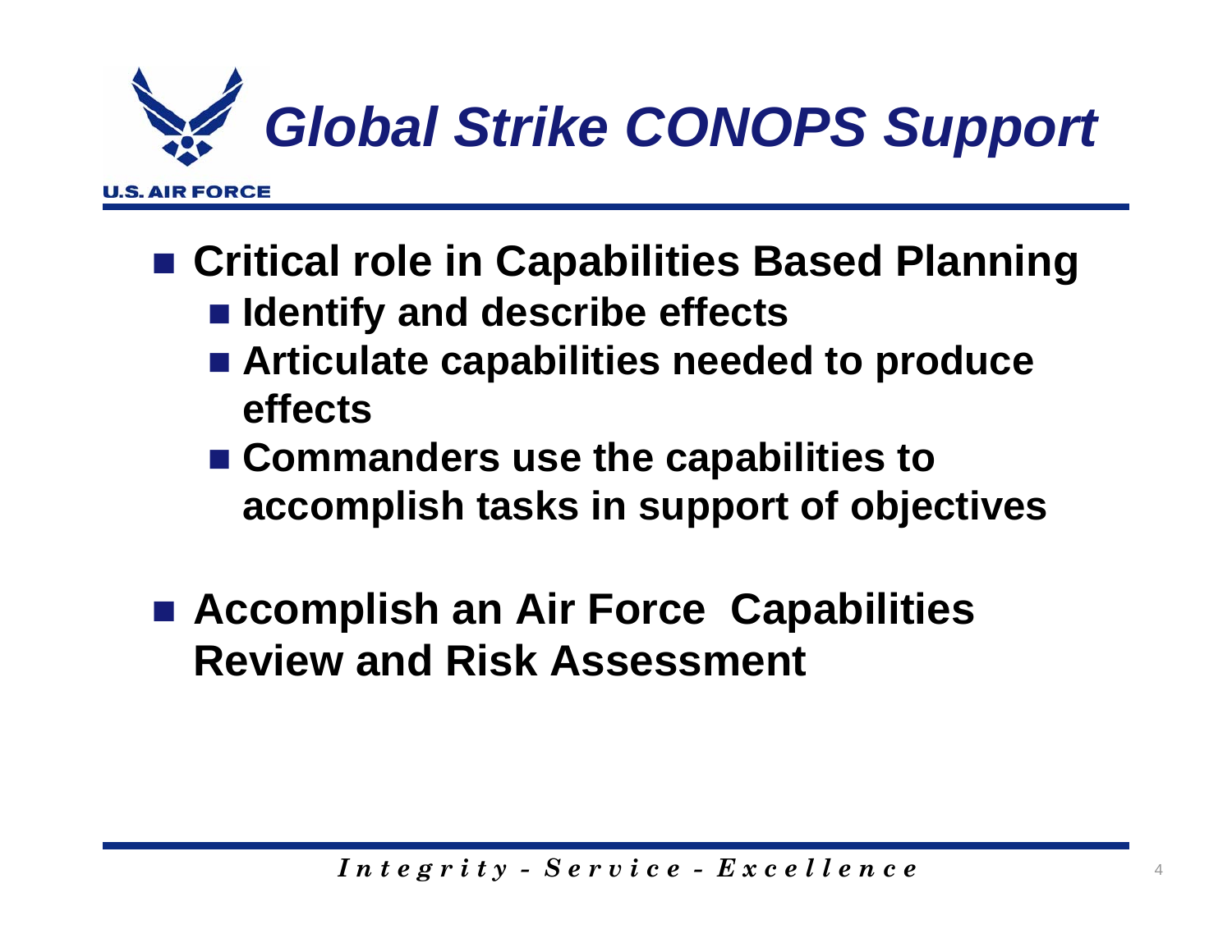# Global Strike CONOPS Support

- **Critical role in Capabilities Based Planning**
  - **Identify and describe effects**
  - **Articulate capabilities needed to produce effects**
  - **Commanders use the capabilities to accomplish tasks in support of objectives**
- **Accomplish an Air Force Capabilities Review and Risk Assessment**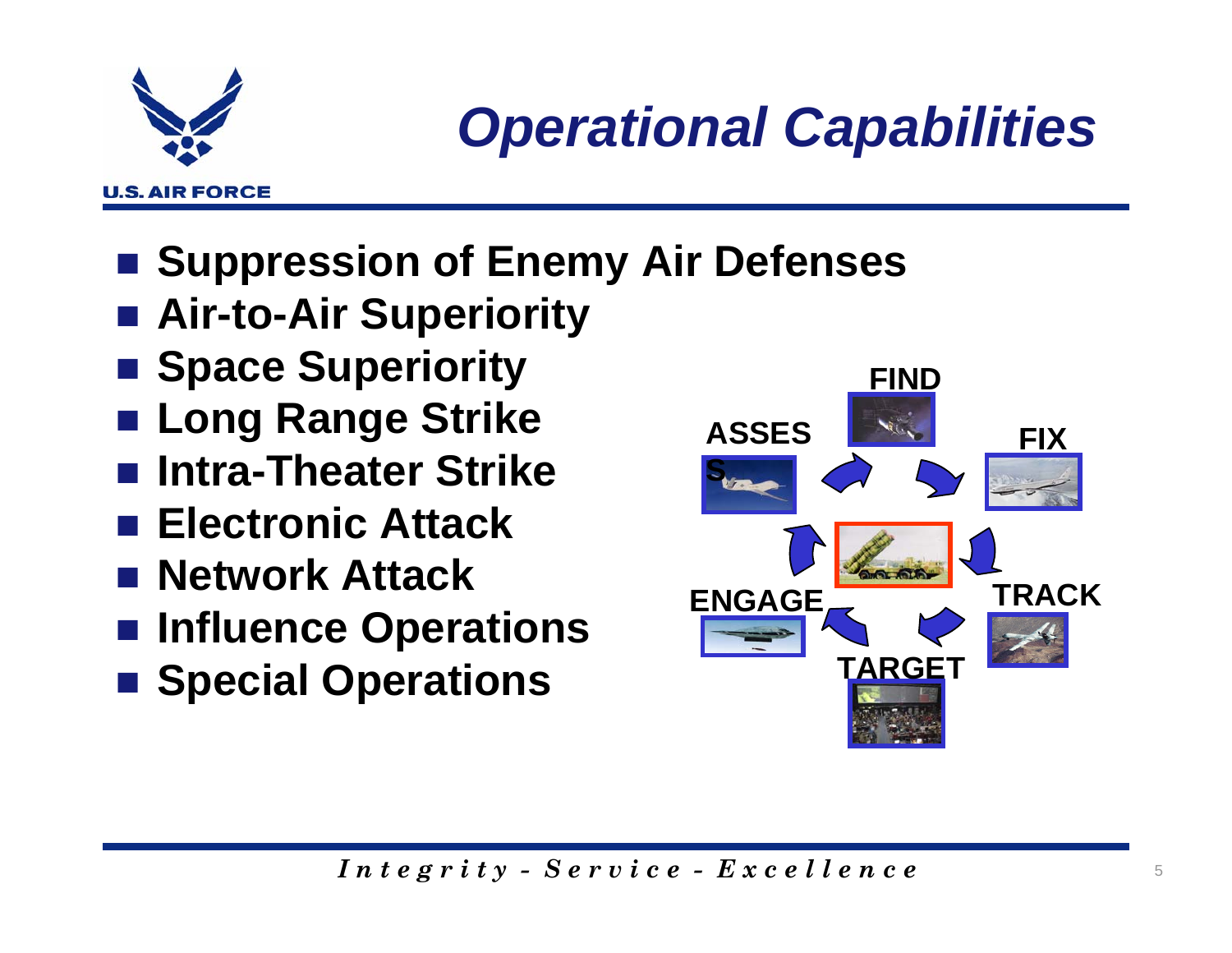# Operational Capabilities

- Suppression of Enemy Air Defenses
- Air-to-Air Superiority
- Space Superiority
- Long Range Strike
- Intra-Theater Strike
- Electronic Attack
- Network Attack
- Influence Operations
- Special Operations

FIND

FIX

TRACK

TARGET

ENGAGE

ASSESS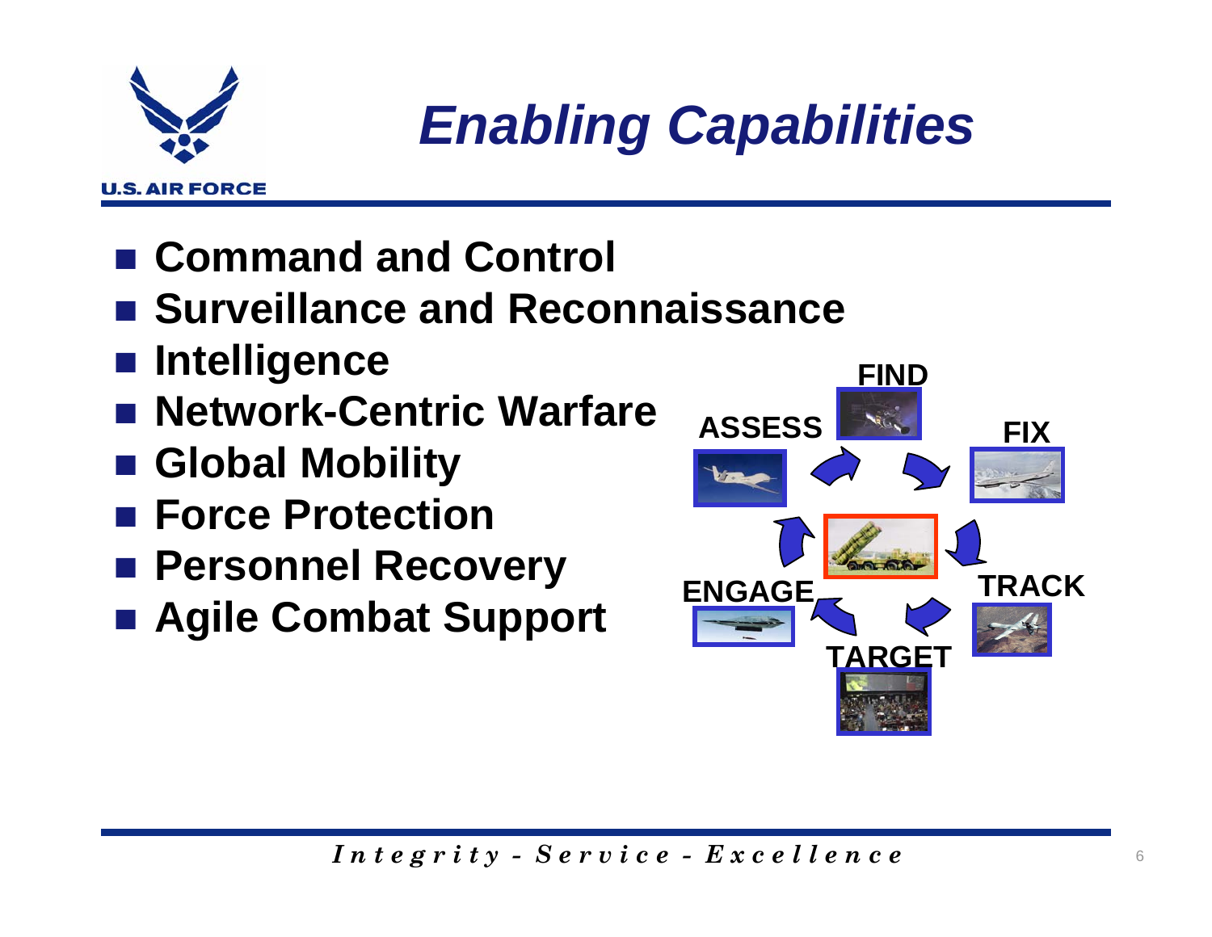# *Enabling Capabilities*

- **Command and Control**
- **Surveillance and Reconnaissance**
- **Intelligence**
- **Network-Centric Warfare**
- **Global Mobility**
- **Force Protection**
- **Personnel Recovery**
- **Agile Combat Support**

**FIND** → **FIX** → **TRACK** → **TARGET** → **ENGAGE** → **ASSESS**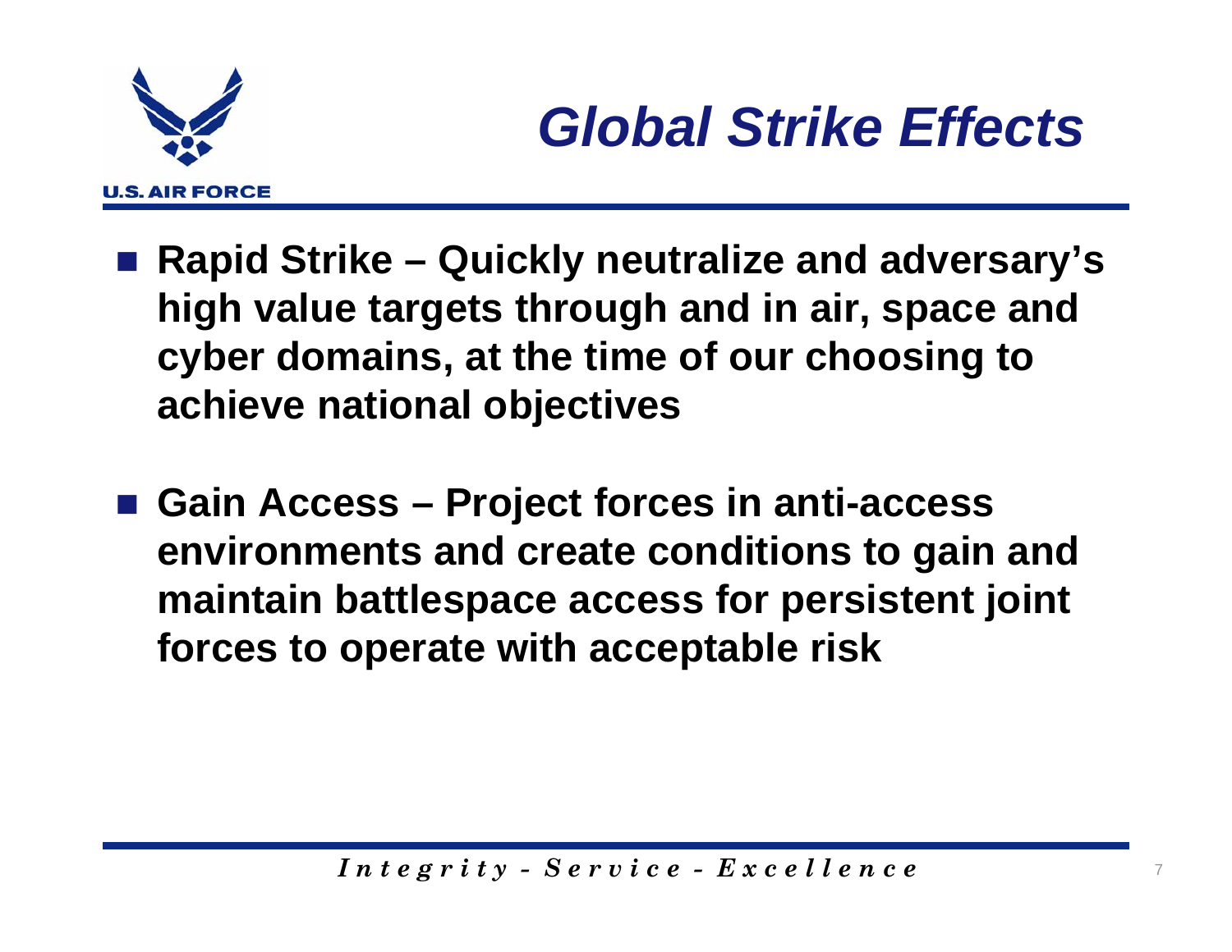# *Global Strike Effects*

- **Rapid Strike – Quickly neutralize and adversary's high value targets through and in air, space and cyber domains, at the time of our choosing to achieve national objectives**

- **Gain Access – Project forces in anti-access environments and create conditions to gain and maintain battlespace access for persistent joint forces to operate with acceptable risk**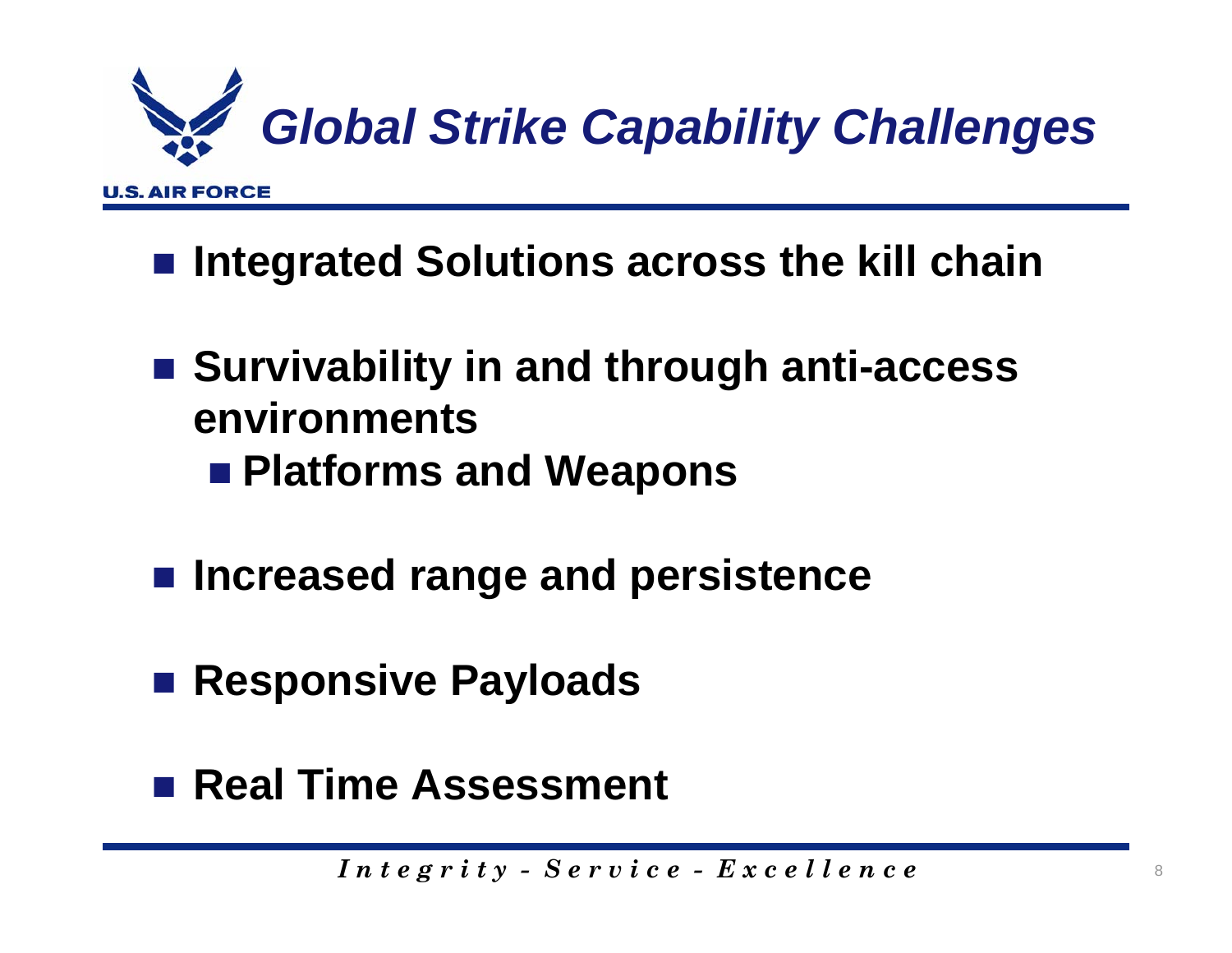# *Global Strike Capability Challenges*

- **Integrated Solutions across the kill chain**
- **Survivability in and through anti-access environments**
  - **Platforms and Weapons**
- **Increased range and persistence**
- **Responsive Payloads**
- **Real Time Assessment**